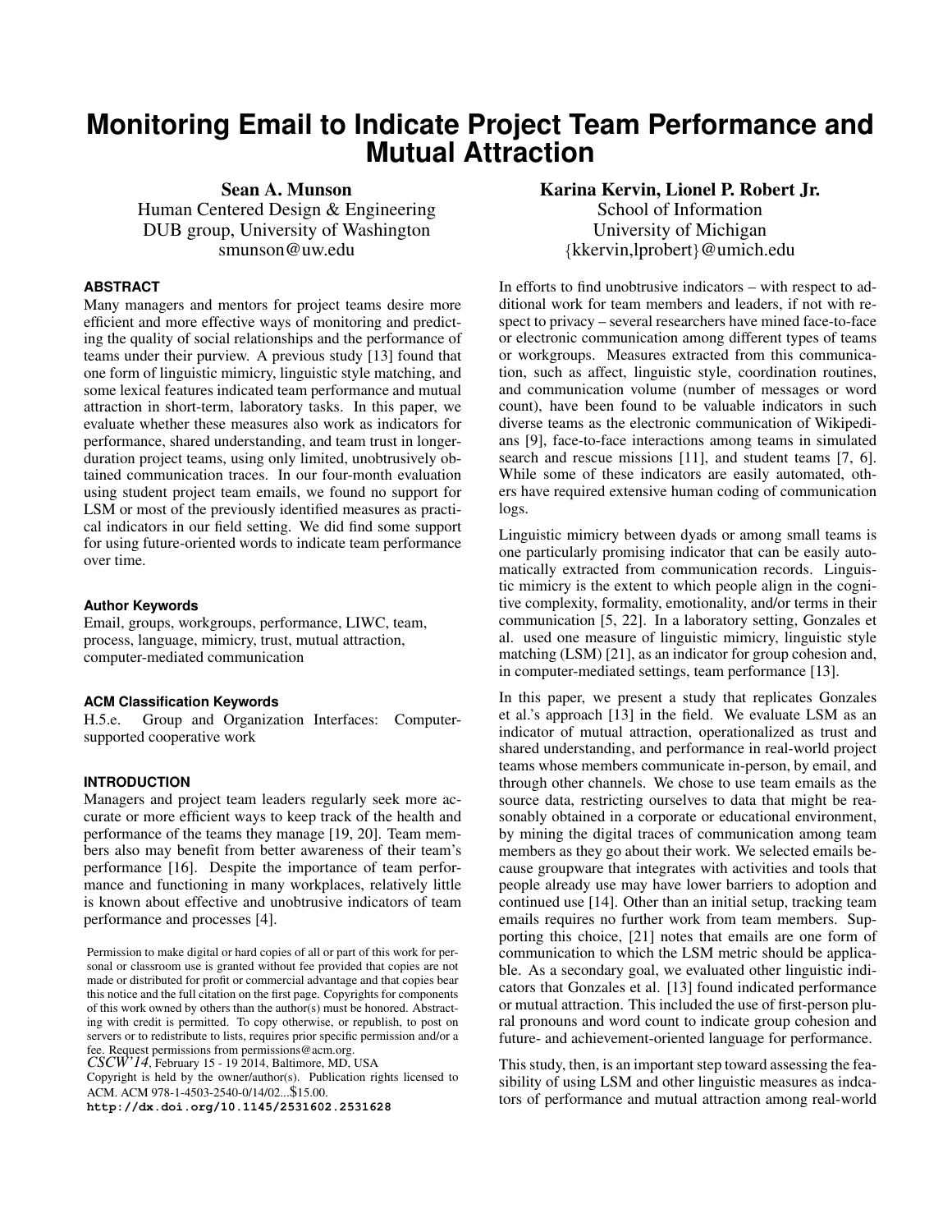# Monitoring Email to Indicate Project Team Performance and Mutual Attraction

**Sean A. Munson**
Human Centered Design & Engineering
DUB group, University of Washington
smunson@uw.edu

**Karina Kervin, Lionel P. Robert Jr.**
School of Information
University of Michigan
{kkervin,lprobert}@umich.edu

### ABSTRACT

Many managers and mentors for project teams desire more efficient and more effective ways of monitoring and predicting the quality of social relationships and the performance of teams under their purview. A previous study [13] found that one form of linguistic mimicry, linguistic style matching, and some lexical features indicated team performance and mutual attraction in short-term, laboratory tasks. In this paper, we evaluate whether these measures also work as indicators for performance, shared understanding, and team trust in longer-duration project teams, using only limited, unobtrusively obtained communication traces. In our four-month evaluation using student project team emails, we found no support for LSM or most of the previously identified measures as practical indicators in our field setting. We did find some support for using future-oriented words to indicate team performance over time.

### Author Keywords

Email, groups, workgroups, performance, LIWC, team, process, language, mimicry, trust, mutual attraction, computer-mediated communication

### ACM Classification Keywords

H.5.e. Group and Organization Interfaces: Computer-supported cooperative work

### INTRODUCTION

Managers and project team leaders regularly seek more accurate or more efficient ways to keep track of the health and performance of the teams they manage [19, 20]. Team members also may benefit from better awareness of their team's performance [16]. Despite the importance of team performance and functioning in many workplaces, relatively little is known about effective and unobtrusive indicators of team performance and processes [4].

Permission to make digital or hard copies of all or part of this work for personal or classroom use is granted without fee provided that copies are not made or distributed for profit or commercial advantage and that copies bear this notice and the full citation on the first page. Copyrights for components of this work owned by others than the author(s) must be honored. Abstracting with credit is permitted. To copy otherwise, or republish, to post on servers or to redistribute to lists, requires prior specific permission and/or a fee. Request permissions from permissions@acm.org.
*CSCW'14*, February 15 - 19 2014, Baltimore, MD, USA
Copyright is held by the owner/author(s). Publication rights licensed to ACM. ACM 978-1-4503-2540-0/14/02...$15.00.
http://dx.doi.org/10.1145/2531602.2531628

In efforts to find unobtrusive indicators – with respect to additional work for team members and leaders, if not with respect to privacy – several researchers have mined face-to-face or electronic communication among different types of teams or workgroups. Measures extracted from this communication, such as affect, linguistic style, coordination routines, and communication volume (number of messages or word count), have been found to be valuable indicators in such diverse teams as the electronic communication of Wikipedians [9], face-to-face interactions among teams in simulated search and rescue missions [11], and student teams [7, 6]. While some of these indicators are easily automated, others have required extensive human coding of communication logs.

Linguistic mimicry between dyads or among small teams is one particularly promising indicator that can be easily automatically extracted from communication records. Linguistic mimicry is the extent to which people align in the cognitive complexity, formality, emotionality, and/or terms in their communication [5, 22]. In a laboratory setting, Gonzales et al. used one measure of linguistic mimicry, linguistic style matching (LSM) [21], as an indicator for group cohesion and, in computer-mediated settings, team performance [13].

In this paper, we present a study that replicates Gonzales et al.'s approach [13] in the field. We evaluate LSM as an indicator of mutual attraction, operationalized as trust and shared understanding, and performance in real-world project teams whose members communicate in-person, by email, and through other channels. We chose to use team emails as the source data, restricting ourselves to data that might be reasonably obtained in a corporate or educational environment, by mining the digital traces of communication among team members as they go about their work. We selected emails because groupware that integrates with activities and tools that people already use may have lower barriers to adoption and continued use [14]. Other than an initial setup, tracking team emails requires no further work from team members. Supporting this choice, [21] notes that emails are one form of communication to which the LSM metric should be applicable. As a secondary goal, we evaluated other linguistic indicators that Gonzales et al. [13] found indicated performance or mutual attraction. This included the use of first-person plural pronouns and word count to indicate group cohesion and future- and achievement-oriented language for performance.

This study, then, is an important step toward assessing the feasibility of using LSM and other linguistic measures as indcators of performance and mutual attraction among real-world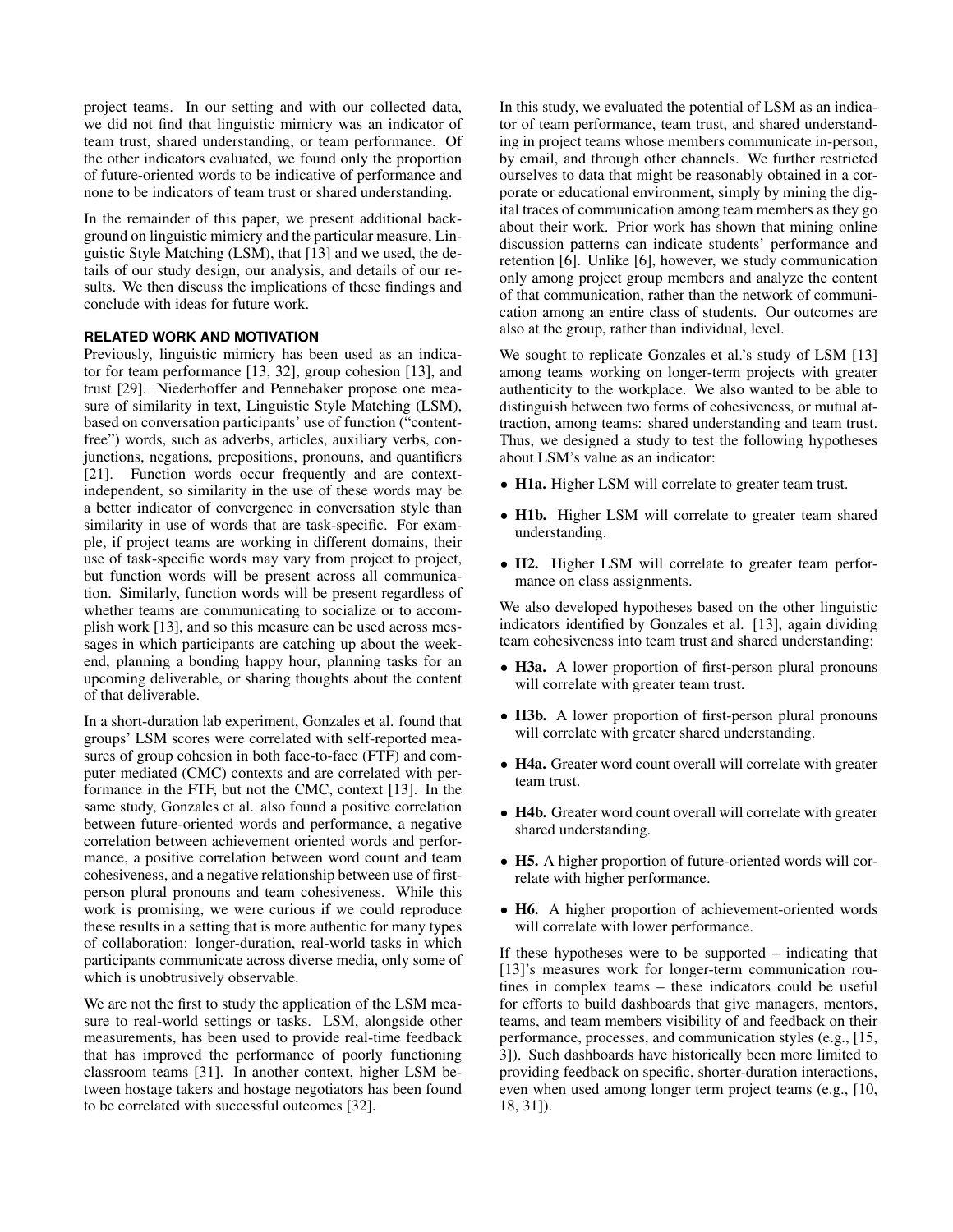project teams. In our setting and with our collected data, we did not find that linguistic mimicry was an indicator of team trust, shared understanding, or team performance. Of the other indicators evaluated, we found only the proportion of future-oriented words to be indicative of performance and none to be indicators of team trust or shared understanding.

In the remainder of this paper, we present additional background on linguistic mimicry and the particular measure, Linguistic Style Matching (LSM), that [13] and we used, the details of our study design, our analysis, and details of our results. We then discuss the implications of these findings and conclude with ideas for future work.

## RELATED WORK AND MOTIVATION

Previously, linguistic mimicry has been used as an indicator for team performance [13, 32], group cohesion [13], and trust [29]. Niederhoffer and Pennebaker propose one measure of similarity in text, Linguistic Style Matching (LSM), based on conversation participants' use of function ("content-free") words, such as adverbs, articles, auxiliary verbs, conjunctions, negations, prepositions, pronouns, and quantifiers [21]. Function words occur frequently and are context-independent, so similarity in the use of these words may be a better indicator of convergence in conversation style than similarity in use of words that are task-specific. For example, if project teams are working in different domains, their use of task-specific words may vary from project to project, but function words will be present across all communication. Similarly, function words will be present regardless of whether teams are communicating to socialize or to accomplish work [13], and so this measure can be used across messages in which participants are catching up about the weekend, planning a bonding happy hour, planning tasks for an upcoming deliverable, or sharing thoughts about the content of that deliverable.

In a short-duration lab experiment, Gonzales et al. found that groups' LSM scores were correlated with self-reported measures of group cohesion in both face-to-face (FTF) and computer mediated (CMC) contexts and are correlated with performance in the FTF, but not the CMC, context [13]. In the same study, Gonzales et al. also found a positive correlation between future-oriented words and performance, a negative correlation between achievement oriented words and performance, a positive correlation between word count and team cohesiveness, and a negative relationship between use of first-person plural pronouns and team cohesiveness. While this work is promising, we were curious if we could reproduce these results in a setting that is more authentic for many types of collaboration: longer-duration, real-world tasks in which participants communicate across diverse media, only some of which is unobtrusively observable.

We are not the first to study the application of the LSM measure to real-world settings or tasks. LSM, alongside other measurements, has been used to provide real-time feedback that has improved the performance of poorly functioning classroom teams [31]. In another context, higher LSM between hostage takers and hostage negotiators has been found to be correlated with successful outcomes [32].

In this study, we evaluated the potential of LSM as an indicator of team performance, team trust, and shared understanding in project teams whose members communicate in-person, by email, and through other channels. We further restricted ourselves to data that might be reasonably obtained in a corporate or educational environment, simply by mining the digital traces of communication among team members as they go about their work. Prior work has shown that mining online discussion patterns can indicate students' performance and retention [6]. Unlike [6], however, we study communication only among project group members and analyze the content of that communication, rather than the network of communication among an entire class of students. Our outcomes are also at the group, rather than individual, level.

We sought to replicate Gonzales et al.'s study of LSM [13] among teams working on longer-term projects with greater authenticity to the workplace. We also wanted to be able to distinguish between two forms of cohesiveness, or mutual attraction, among teams: shared understanding and team trust. Thus, we designed a study to test the following hypotheses about LSM's value as an indicator:

- **H1a.** Higher LSM will correlate to greater team trust.
- **H1b.** Higher LSM will correlate to greater team shared understanding.
- **H2.** Higher LSM will correlate to greater team performance on class assignments.

We also developed hypotheses based on the other linguistic indicators identified by Gonzales et al. [13], again dividing team cohesiveness into team trust and shared understanding:

- **H3a.** A lower proportion of first-person plural pronouns will correlate with greater team trust.
- **H3b.** A lower proportion of first-person plural pronouns will correlate with greater shared understanding.
- **H4a.** Greater word count overall will correlate with greater team trust.
- **H4b.** Greater word count overall will correlate with greater shared understanding.
- **H5.** A higher proportion of future-oriented words will correlate with higher performance.
- **H6.** A higher proportion of achievement-oriented words will correlate with lower performance.

If these hypotheses were to be supported – indicating that [13]'s measures work for longer-term communication routines in complex teams – these indicators could be useful for efforts to build dashboards that give managers, mentors, teams, and team members visibility of and feedback on their performance, processes, and communication styles (e.g., [15, 3]). Such dashboards have historically been more limited to providing feedback on specific, shorter-duration interactions, even when used among longer term project teams (e.g., [10, 18, 31]).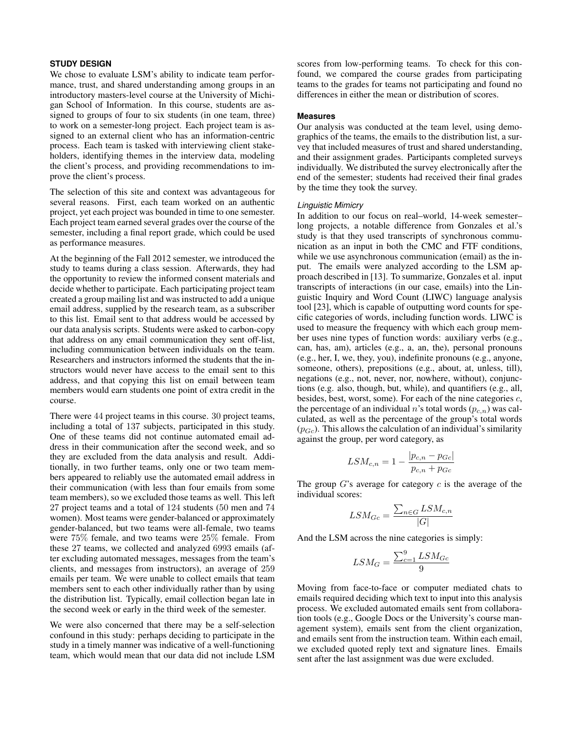## STUDY DESIGN

We chose to evaluate LSM's ability to indicate team performance, trust, and shared understanding among groups in an introductory masters-level course at the University of Michigan School of Information. In this course, students are assigned to groups of four to six students (in one team, three) to work on a semester-long project. Each project team is assigned to an external client who has an information-centric process. Each team is tasked with interviewing client stakeholders, identifying themes in the interview data, modeling the client's process, and providing recommendations to improve the client's process.

The selection of this site and context was advantageous for several reasons. First, each team worked on an authentic project, yet each project was bounded in time to one semester. Each project team earned several grades over the course of the semester, including a final report grade, which could be used as performance measures.

At the beginning of the Fall 2012 semester, we introduced the study to teams during a class session. Afterwards, they had the opportunity to review the informed consent materials and decide whether to participate. Each participating project team created a group mailing list and was instructed to add a unique email address, supplied by the research team, as a subscriber to this list. Email sent to that address would be accessed by our data analysis scripts. Students were asked to carbon-copy that address on any email communication they sent off-list, including communication between individuals on the team. Researchers and instructors informed the students that the instructors would never have access to the email sent to this address, and that copying this list on email between team members would earn students one point of extra credit in the course.

There were 44 project teams in this course. 30 project teams, including a total of 137 subjects, participated in this study. One of these teams did not continue automated email address in their communication after the second week, and so they are excluded from the data analysis and result. Additionally, in two further teams, only one or two team members appeared to reliably use the automated email address in their communication (with less than four emails from some team members), so we excluded those teams as well. This left 27 project teams and a total of 124 students (50 men and 74 women). Most teams were gender-balanced or approximately gender-balanced, but two teams were all-female, two teams were 75% female, and two teams were 25% female. From these 27 teams, we collected and analyzed 6993 emails (after excluding automated messages, messages from the team's clients, and messages from instructors), an average of 259 emails per team. We were unable to collect emails that team members sent to each other individually rather than by using the distribution list. Typically, email collection began late in the second week or early in the third week of the semester.

We were also concerned that there may be a self-selection confound in this study: perhaps deciding to participate in the study in a timely manner was indicative of a well-functioning team, which would mean that our data did not include LSM scores from low-performing teams. To check for this confound, we compared the course grades from participating teams to the grades for teams not participating and found no differences in either the mean or distribution of scores.

### Measures

Our analysis was conducted at the team level, using demographics of the teams, the emails to the distribution list, a survey that included measures of trust and shared understanding, and their assignment grades. Participants completed surveys individually. We distributed the survey electronically after the end of the semester; students had received their final grades by the time they took the survey.

#### *Linguistic Mimicry*

In addition to our focus on real–world, 14-week semester–long projects, a notable difference from Gonzales et al.'s study is that they used transcripts of synchronous communication as an input in both the CMC and FTF conditions, while we use asynchronous communication (email) as the input. The emails were analyzed according to the LSM approach described in [13]. To summarize, Gonzales et al. input transcripts of interactions (in our case, emails) into the Linguistic Inquiry and Word Count (LIWC) language analysis tool [23], which is capable of outputting word counts for specific categories of words, including function words. LIWC is used to measure the frequency with which each group member uses nine types of function words: auxiliary verbs (e.g., can, has, am), articles (e.g., a, an, the), personal pronouns (e.g., her, I, we, they, you), indefinite pronouns (e.g., anyone, someone, others), prepositions (e.g., about, at, unless, till), negations (e.g., not, never, nor, nowhere, without), conjunctions (e.g. also, though, but, while), and quantifiers (e.g., all, besides, best, worst, some). For each of the nine categories $c$, the percentage of an individual $n$'s total words ($p_{c,n}$) was calculated, as well as the percentage of the group's total words ($p_{Gc}$). This allows the calculation of an individual's similarity against the group, per word category, as

$$LSM_{c,n} = 1 - \frac{|p_{c,n} - p_{Gc}|}{p_{c,n} + p_{Gc}}$$

The group $G$'s average for category $c$ is the average of the individual scores:

$$LSM_{Gc} = \frac{\sum_{n \in G} LSM_{c,n}}{|G|}$$

And the LSM across the nine categories is simply:

$$LSM_G = \frac{\sum_{c=1}^{9} LSM_{Gc}}{9}$$

Moving from face-to-face or computer mediated chats to emails required deciding which text to input into this analysis process. We excluded automated emails sent from collaboration tools (e.g., Google Docs or the University's course management system), emails sent from the client organization, and emails sent from the instruction team. Within each email, we excluded quoted reply text and signature lines. Emails sent after the last assignment was due were excluded.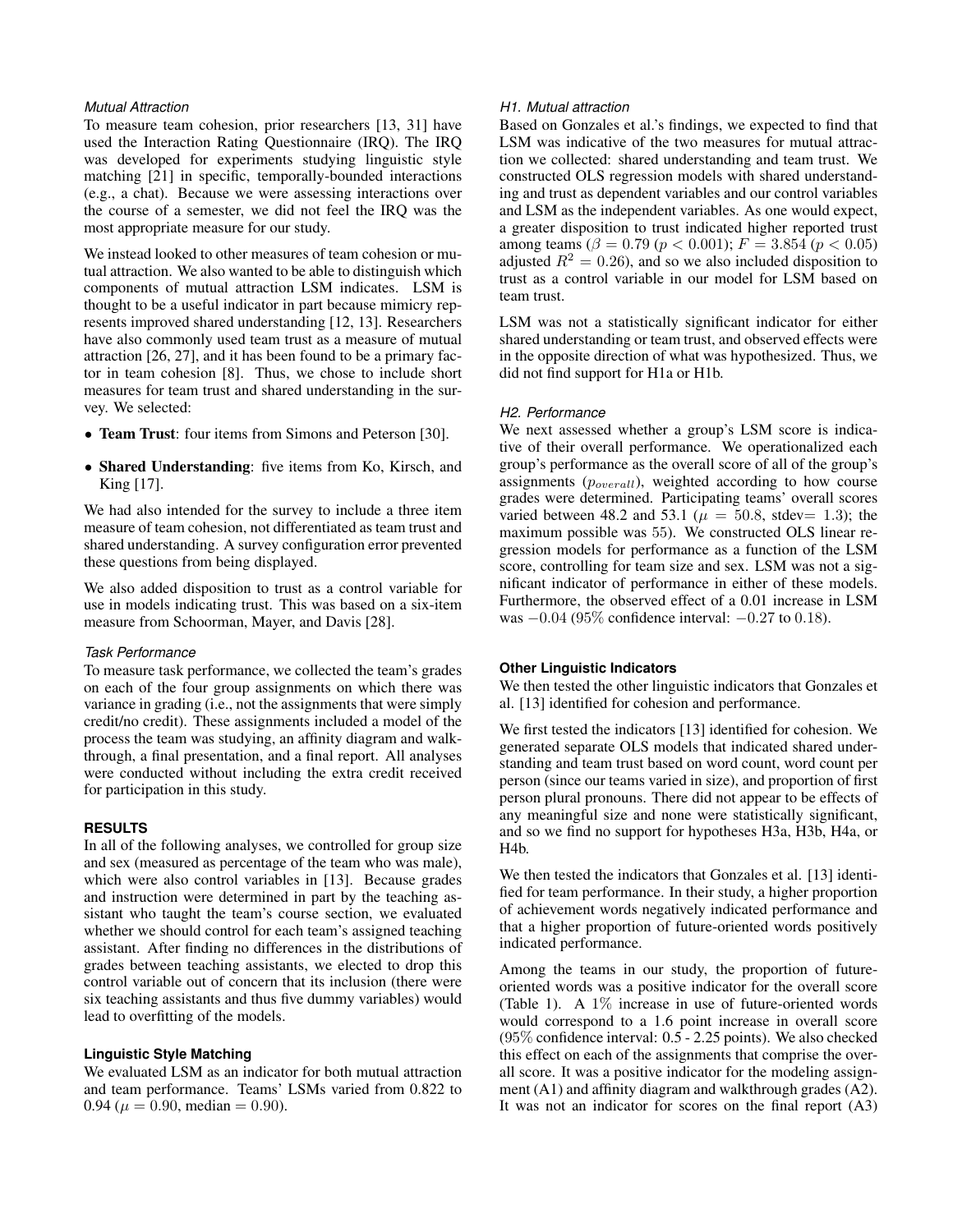### *Mutual Attraction*

To measure team cohesion, prior researchers [13, 31] have used the Interaction Rating Questionnaire (IRQ). The IRQ was developed for experiments studying linguistic style matching [21] in specific, temporally-bounded interactions (e.g., a chat). Because we were assessing interactions over the course of a semester, we did not feel the IRQ was the most appropriate measure for our study.

We instead looked to other measures of team cohesion or mutual attraction. We also wanted to be able to distinguish which components of mutual attraction LSM indicates. LSM is thought to be a useful indicator in part because mimicry represents improved shared understanding [12, 13]. Researchers have also commonly used team trust as a measure of mutual attraction [26, 27], and it has been found to be a primary factor in team cohesion [8]. Thus, we chose to include short measures for team trust and shared understanding in the survey. We selected:

- **Team Trust**: four items from Simons and Peterson [30].
- **Shared Understanding**: five items from Ko, Kirsch, and King [17].

We had also intended for the survey to include a three item measure of team cohesion, not differentiated as team trust and shared understanding. A survey configuration error prevented these questions from being displayed.

We also added disposition to trust as a control variable for use in models indicating trust. This was based on a six-item measure from Schoorman, Mayer, and Davis [28].

### *Task Performance*

To measure task performance, we collected the team's grades on each of the four group assignments on which there was variance in grading (i.e., not the assignments that were simply credit/no credit). These assignments included a model of the process the team was studying, an affinity diagram and walkthrough, a final presentation, and a final report. All analyses were conducted without including the extra credit received for participation in this study.

## RESULTS

In all of the following analyses, we controlled for group size and sex (measured as percentage of the team who was male), which were also control variables in [13]. Because grades and instruction were determined in part by the teaching assistant who taught the team's course section, we evaluated whether we should control for each team's assigned teaching assistant. After finding no differences in the distributions of grades between teaching assistants, we elected to drop this control variable out of concern that its inclusion (there were six teaching assistants and thus five dummy variables) would lead to overfitting of the models.

### Linguistic Style Matching

We evaluated LSM as an indicator for both mutual attraction and team performance. Teams' LSMs varied from 0.822 to 0.94 ($\mu = 0.90$, median $= 0.90$).

### *H1. Mutual attraction*

Based on Gonzales et al.'s findings, we expected to find that LSM was indicative of the two measures for mutual attraction we collected: shared understanding and team trust. We constructed OLS regression models with shared understanding and trust as dependent variables and our control variables and LSM as the independent variables. As one would expect, a greater disposition to trust indicated higher reported trust among teams ($\beta = 0.79$ ($p < 0.001$); $F = 3.854$ ($p < 0.05$) adjusted $R^2 = 0.26$), and so we also included disposition to trust as a control variable in our model for LSM based on team trust.

LSM was not a statistically significant indicator for either shared understanding or team trust, and observed effects were in the opposite direction of what was hypothesized. Thus, we did not find support for H1a or H1b.

### *H2. Performance*

We next assessed whether a group's LSM score is indicative of their overall performance. We operationalized each group's performance as the overall score of all of the group's assignments ($p_{overall}$), weighted according to how course grades were determined. Participating teams' overall scores varied between 48.2 and 53.1 ($\mu = 50.8$, stdev$= 1.3$); the maximum possible was 55). We constructed OLS linear regression models for performance as a function of the LSM score, controlling for team size and sex. LSM was not a significant indicator of performance in either of these models. Furthermore, the observed effect of a 0.01 increase in LSM was $-0.04$ (95% confidence interval: $-0.27$ to 0.18).

### Other Linguistic Indicators

We then tested the other linguistic indicators that Gonzales et al. [13] identified for cohesion and performance.

We first tested the indicators [13] identified for cohesion. We generated separate OLS models that indicated shared understanding and team trust based on word count, word count per person (since our teams varied in size), and proportion of first person plural pronouns. There did not appear to be effects of any meaningful size and none were statistically significant, and so we find no support for hypotheses H3a, H3b, H4a, or H4b.

We then tested the indicators that Gonzales et al. [13] identified for team performance. In their study, a higher proportion of achievement words negatively indicated performance and that a higher proportion of future-oriented words positively indicated performance.

Among the teams in our study, the proportion of future-oriented words was a positive indicator for the overall score (Table 1). A 1% increase in use of future-oriented words would correspond to a 1.6 point increase in overall score (95% confidence interval: 0.5 - 2.25 points). We also checked this effect on each of the assignments that comprise the overall score. It was a positive indicator for the modeling assignment (A1) and affinity diagram and walkthrough grades (A2). It was not an indicator for scores on the final report (A3)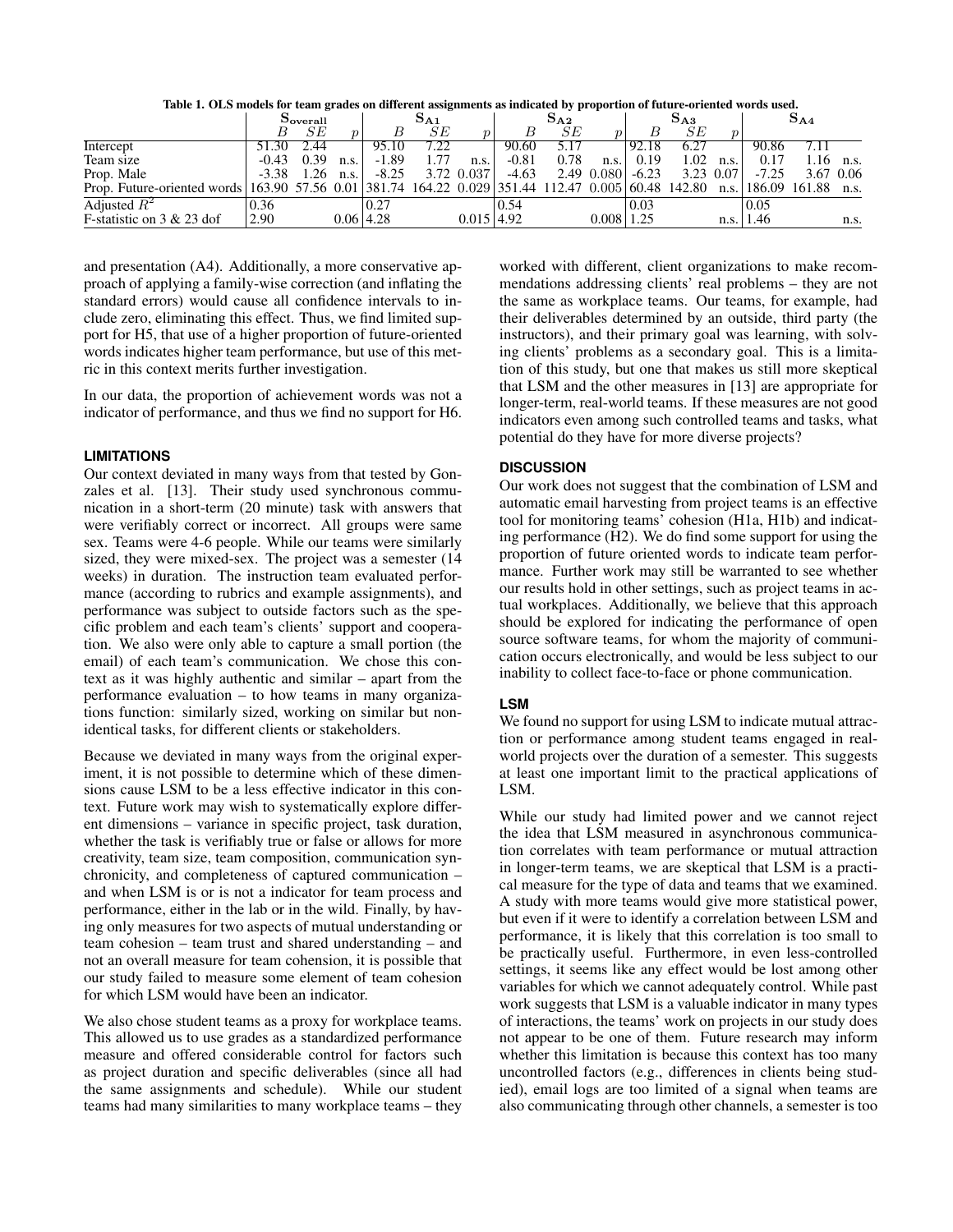Table 1. OLS models for team grades on different assignments as indicated by proportion of future-oriented words used.

| | $\mathbf{S_{overall}}$ | | | $\mathbf{S_{A1}}$ | | | $\mathbf{S_{A2}}$ | | | $\mathbf{S_{A3}}$ | | | $\mathbf{S_{A4}}$ | | |
|---|---|---|---|---|---|---|---|---|---|---|---|---|---|---|---|
| | $B$ | $SE$ | $p$ | $B$ | $SE$ | $p$ | $B$ | $SE$ | $p$ | $B$ | $SE$ | $p$ | $B$ | $SE$ | $p$ |
| Intercept | 51.30 | 2.44 | | 95.10 | 7.22 | | 90.60 | 5.17 | | 92.18 | 6.27 | | 90.86 | 7.11 | |
| Team size | -0.43 | 0.39 | n.s. | -1.89 | 1.77 | n.s. | -0.81 | 0.78 | n.s. | 0.19 | 1.02 | n.s. | 0.17 | 1.16 | n.s. |
| Prop. Male | -3.38 | 1.26 | n.s. | -8.25 | 3.72 | 0.037 | -4.63 | 2.49 | 0.080 | -6.23 | 3.23 | 0.07 | -7.25 | 3.67 | 0.06 |
| Prop. Future-oriented words | 163.90 | 57.56 | 0.01 | 381.74 | 164.22 | 0.029 | 351.44 | 112.47 | 0.005 | 60.48 | 142.80 | n.s. | 186.09 | 161.88 | n.s. |
| Adjusted $R^2$ | 0.36 | | | 0.27 | | | 0.54 | | | 0.03 | | | 0.05 | | |
| F-statistic on 3 & 23 dof | 2.90 | | 0.06 | 4.28 | | 0.015 | 4.92 | | 0.008 | 1.25 | | n.s. | 1.46 | | n.s. |

and presentation (A4). Additionally, a more conservative approach of applying a family-wise correction (and inflating the standard errors) would cause all confidence intervals to include zero, eliminating this effect. Thus, we find limited support for H5, that use of a higher proportion of future-oriented words indicates higher team performance, but use of this metric in this context merits further investigation.

In our data, the proportion of achievement words was not a indicator of performance, and thus we find no support for H6.

## LIMITATIONS

Our context deviated in many ways from that tested by Gonzales et al. [13]. Their study used synchronous communication in a short-term (20 minute) task with answers that were verifiably correct or incorrect. All groups were same sex. Teams were 4-6 people. While our teams were similarly sized, they were mixed-sex. The project was a semester (14 weeks) in duration. The instruction team evaluated performance (according to rubrics and example assignments), and performance was subject to outside factors such as the specific problem and each team's clients' support and cooperation. We also were only able to capture a small portion (the email) of each team's communication. We chose this context as it was highly authentic and similar – apart from the performance evaluation – to how teams in many organizations function: similarly sized, working on similar but nonidentical tasks, for different clients or stakeholders.

Because we deviated in many ways from the original experiment, it is not possible to determine which of these dimensions cause LSM to be a less effective indicator in this context. Future work may wish to systematically explore different dimensions – variance in specific project, task duration, whether the task is verifiably true or false or allows for more creativity, team size, team composition, communication synchronicity, and completeness of captured communication – and when LSM is or is not a indicator for team process and performance, either in the lab or in the wild. Finally, by having only measures for two aspects of mutual understanding or team cohesion – team trust and shared understanding – and not an overall measure for team cohension, it is possible that our study failed to measure some element of team cohesion for which LSM would have been an indicator.

We also chose student teams as a proxy for workplace teams. This allowed us to use grades as a standardized performance measure and offered considerable control for factors such as project duration and specific deliverables (since all had the same assignments and schedule). While our student teams had many similarities to many workplace teams – they worked with different, client organizations to make recommendations addressing clients' real problems – they are not the same as workplace teams. Our teams, for example, had their deliverables determined by an outside, third party (the instructors), and their primary goal was learning, with solving clients' problems as a secondary goal. This is a limitation of this study, but one that makes us still more skeptical that LSM and the other measures in [13] are appropriate for longer-term, real-world teams. If these measures are not good indicators even among such controlled teams and tasks, what potential do they have for more diverse projects?

## DISCUSSION

Our work does not suggest that the combination of LSM and automatic email harvesting from project teams is an effective tool for monitoring teams' cohesion (H1a, H1b) and indicating performance (H2). We do find some support for using the proportion of future oriented words to indicate team performance. Further work may still be warranted to see whether our results hold in other settings, such as project teams in actual workplaces. Additionally, we believe that this approach should be explored for indicating the performance of open source software teams, for whom the majority of communication occurs electronically, and would be less subject to our inability to collect face-to-face or phone communication.

### LSM

We found no support for using LSM to indicate mutual attraction or performance among student teams engaged in real-world projects over the duration of a semester. This suggests at least one important limit to the practical applications of LSM.

While our study had limited power and we cannot reject the idea that LSM measured in asynchronous communication correlates with team performance or mutual attraction in longer-term teams, we are skeptical that LSM is a practical measure for the type of data and teams that we examined. A study with more teams would give more statistical power, but even if it were to identify a correlation between LSM and performance, it is likely that this correlation is too small to be practically useful. Furthermore, in even less-controlled settings, it seems like any effect would be lost among other variables for which we cannot adequately control. While past work suggests that LSM is a valuable indicator in many types of interactions, the teams' work on projects in our study does not appear to be one of them. Future research may inform whether this limitation is because this context has too many uncontrolled factors (e.g., differences in clients being studied), email logs are too limited of a signal when teams are also communicating through other channels, a semester is too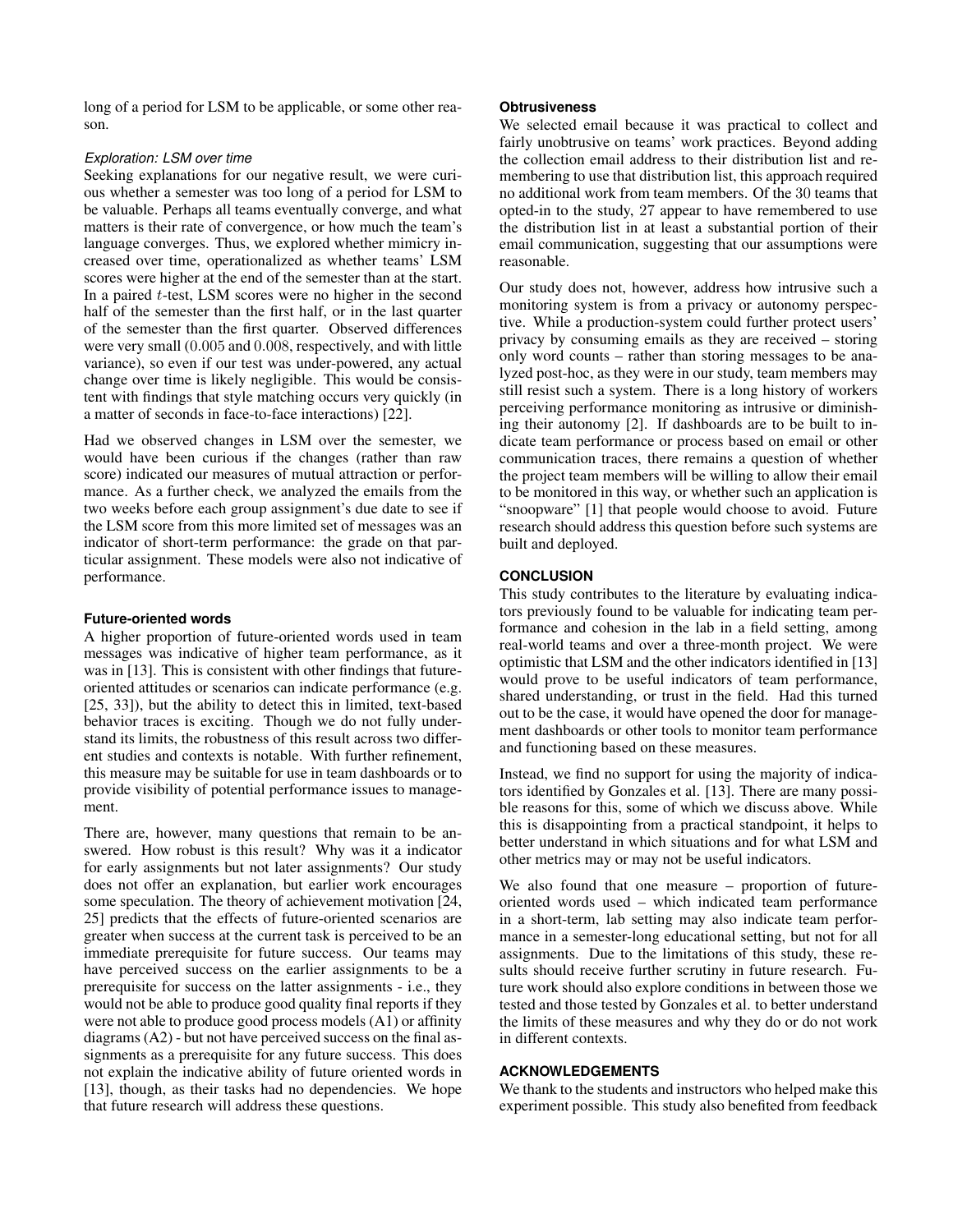long of a period for LSM to be applicable, or some other reason.

#### *Exploration: LSM over time*

Seeking explanations for our negative result, we were curious whether a semester was too long of a period for LSM to be valuable. Perhaps all teams eventually converge, and what matters is their rate of convergence, or how much the team's language converges. Thus, we explored whether mimicry increased over time, operationalized as whether teams' LSM scores were higher at the end of the semester than at the start. In a paired $t$-test, LSM scores were no higher in the second half of the semester than the first half, or in the last quarter of the semester than the first quarter. Observed differences were very small ($0.005$ and $0.008$, respectively, and with little variance), so even if our test was under-powered, any actual change over time is likely negligible. This would be consistent with findings that style matching occurs very quickly (in a matter of seconds in face-to-face interactions) [22].

Had we observed changes in LSM over the semester, we would have been curious if the changes (rather than raw score) indicated our measures of mutual attraction or performance. As a further check, we analyzed the emails from the two weeks before each group assignment's due date to see if the LSM score from this more limited set of messages was an indicator of short-term performance: the grade on that particular assignment. These models were also not indicative of performance.

### Future-oriented words

A higher proportion of future-oriented words used in team messages was indicative of higher team performance, as it was in [13]. This is consistent with other findings that future-oriented attitudes or scenarios can indicate performance (e.g. [25, 33]), but the ability to detect this in limited, text-based behavior traces is exciting. Though we do not fully understand its limits, the robustness of this result across two different studies and contexts is notable. With further refinement, this measure may be suitable for use in team dashboards or to provide visibility of potential performance issues to management.

There are, however, many questions that remain to be answered. How robust is this result? Why was it a indicator for early assignments but not later assignments? Our study does not offer an explanation, but earlier work encourages some speculation. The theory of achievement motivation [24, 25] predicts that the effects of future-oriented scenarios are greater when success at the current task is perceived to be an immediate prerequisite for future success. Our teams may have perceived success on the earlier assignments to be a prerequisite for success on the latter assignments - i.e., they would not be able to produce good quality final reports if they were not able to produce good process models (A1) or affinity diagrams (A2) - but not have perceived success on the final assignments as a prerequisite for any future success. This does not explain the indicative ability of future oriented words in [13], though, as their tasks had no dependencies. We hope that future research will address these questions.

### Obtrusiveness

We selected email because it was practical to collect and fairly unobtrusive on teams' work practices. Beyond adding the collection email address to their distribution list and remembering to use that distribution list, this approach required no additional work from team members. Of the $30$ teams that opted-in to the study, $27$ appear to have remembered to use the distribution list in at least a substantial portion of their email communication, suggesting that our assumptions were reasonable.

Our study does not, however, address how intrusive such a monitoring system is from a privacy or autonomy perspective. While a production-system could further protect users' privacy by consuming emails as they are received – storing only word counts – rather than storing messages to be analyzed post-hoc, as they were in our study, team members may still resist such a system. There is a long history of workers perceiving performance monitoring as intrusive or diminishing their autonomy [2]. If dashboards are to be built to indicate team performance or process based on email or other communication traces, there remains a question of whether the project team members will be willing to allow their email to be monitored in this way, or whether such an application is "snoopware" [1] that people would choose to avoid. Future research should address this question before such systems are built and deployed.

## CONCLUSION

This study contributes to the literature by evaluating indicators previously found to be valuable for indicating team performance and cohesion in the lab in a field setting, among real-world teams and over a three-month project. We were optimistic that LSM and the other indicators identified in [13] would prove to be useful indicators of team performance, shared understanding, or trust in the field. Had this turned out to be the case, it would have opened the door for management dashboards or other tools to monitor team performance and functioning based on these measures.

Instead, we find no support for using the majority of indicators identified by Gonzales et al. [13]. There are many possible reasons for this, some of which we discuss above. While this is disappointing from a practical standpoint, it helps to better understand in which situations and for what LSM and other metrics may or may not be useful indicators.

We also found that one measure – proportion of future-oriented words used – which indicated team performance in a short-term, lab setting may also indicate team performance in a semester-long educational setting, but not for all assignments. Due to the limitations of this study, these results should receive further scrutiny in future research. Future work should also explore conditions in between those we tested and those tested by Gonzales et al. to better understand the limits of these measures and why they do or do not work in different contexts.

## ACKNOWLEDGEMENTS

We thank to the students and instructors who helped make this experiment possible. This study also benefited from feedback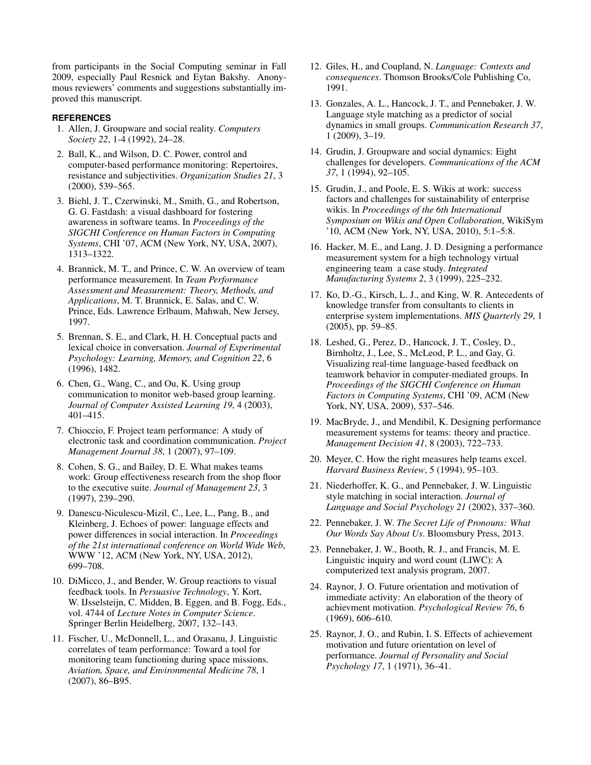from participants in the Social Computing seminar in Fall 2009, especially Paul Resnick and Eytan Bakshy. Anonymous reviewers' comments and suggestions substantially improved this manuscript.

## REFERENCES

1. Allen, J. Groupware and social reality. *Computers Society 22*, 1-4 (1992), 24–28.
2. Ball, K., and Wilson, D. C. Power, control and computer-based performance monitoring: Repertoires, resistance and subjectivities. *Organization Studies 21*, 3 (2000), 539–565.
3. Biehl, J. T., Czerwinski, M., Smith, G., and Robertson, G. G. Fastdash: a visual dashboard for fostering awareness in software teams. In *Proceedings of the SIGCHI Conference on Human Factors in Computing Systems*, CHI '07, ACM (New York, NY, USA, 2007), 1313–1322.
4. Brannick, M. T., and Prince, C. W. An overview of team performance measurement. In *Team Performance Assessment and Measurement: Theory, Methods, and Applications*, M. T. Brannick, E. Salas, and C. W. Prince, Eds. Lawrence Erlbaum, Mahwah, New Jersey, 1997.
5. Brennan, S. E., and Clark, H. H. Conceptual pacts and lexical choice in conversation. *Journal of Experimental Psychology: Learning, Memory, and Cognition 22*, 6 (1996), 1482.
6. Chen, G., Wang, C., and Ou, K. Using group communication to monitor web-based group learning. *Journal of Computer Assisted Learning 19*, 4 (2003), 401–415.
7. Chioccio, F. Project team performance: A study of electronic task and coordination communication. *Project Management Journal 38*, 1 (2007), 97–109.
8. Cohen, S. G., and Bailey, D. E. What makes teams work: Group effectiveness research from the shop floor to the executive suite. *Journal of Management 23*, 3 (1997), 239–290.
9. Danescu-Niculescu-Mizil, C., Lee, L., Pang, B., and Kleinberg, J. Echoes of power: language effects and power differences in social interaction. In *Proceedings of the 21st international conference on World Wide Web*, WWW '12, ACM (New York, NY, USA, 2012), 699–708.
10. DiMicco, J., and Bender, W. Group reactions to visual feedback tools. In *Persuasive Technology*, Y. Kort, W. IJsselsteijn, C. Midden, B. Eggen, and B. Fogg, Eds., vol. 4744 of *Lecture Notes in Computer Science*. Springer Berlin Heidelberg, 2007, 132–143.
11. Fischer, U., McDonnell, L., and Orasanu, J. Linguistic correlates of team performance: Toward a tool for monitoring team functioning during space missions. *Aviation, Space, and Environmental Medicine 78*, 1 (2007), 86–B95.
12. Giles, H., and Coupland, N. *Language: Contexts and consequences*. Thomson Brooks/Cole Publishing Co, 1991.
13. Gonzales, A. L., Hancock, J. T., and Pennebaker, J. W. Language style matching as a predictor of social dynamics in small groups. *Communication Research 37*, 1 (2009), 3–19.
14. Grudin, J. Groupware and social dynamics: Eight challenges for developers. *Communications of the ACM 37*, 1 (1994), 92–105.
15. Grudin, J., and Poole, E. S. Wikis at work: success factors and challenges for sustainability of enterprise wikis. In *Proceedings of the 6th International Symposium on Wikis and Open Collaboration*, WikiSym '10, ACM (New York, NY, USA, 2010), 5:1–5:8.
16. Hacker, M. E., and Lang, J. D. Designing a performance measurement system for a high technology virtual engineering team a case study. *Integrated Manufacturing Systems 2*, 3 (1999), 225–232.
17. Ko, D.-G., Kirsch, L. J., and King, W. R. Antecedents of knowledge transfer from consultants to clients in enterprise system implementations. *MIS Quarterly 29*, 1 (2005), pp. 59–85.
18. Leshed, G., Perez, D., Hancock, J. T., Cosley, D., Birnholtz, J., Lee, S., McLeod, P. L., and Gay, G. Visualizing real-time language-based feedback on teamwork behavior in computer-mediated groups. In *Proceedings of the SIGCHI Conference on Human Factors in Computing Systems*, CHI '09, ACM (New York, NY, USA, 2009), 537–546.
19. MacBryde, J., and Mendibil, K. Designing performance measurement systems for teams: theory and practice. *Management Decision 41*, 8 (2003), 722–733.
20. Meyer, C. How the right measures help teams excel. *Harvard Business Review*, 5 (1994), 95–103.
21. Niederhoffer, K. G., and Pennebaker, J. W. Linguistic style matching in social interaction. *Journal of Language and Social Psychology 21* (2002), 337–360.
22. Pennebaker, J. W. *The Secret Life of Pronouns: What Our Words Say About Us*. Bloomsbury Press, 2013.
23. Pennebaker, J. W., Booth, R. J., and Francis, M. E. Linguistic inquiry and word count (LIWC): A computerized text analysis program, 2007.
24. Raynor, J. O. Future orientation and motivation of immediate activity: An elaboration of the theory of achievment motivation. *Psychological Review 76*, 6 (1969), 606–610.
25. Raynor, J. O., and Rubin, I. S. Effects of achievement motivation and future orientation on level of performance. *Journal of Personality and Social Psychology 17*, 1 (1971), 36–41.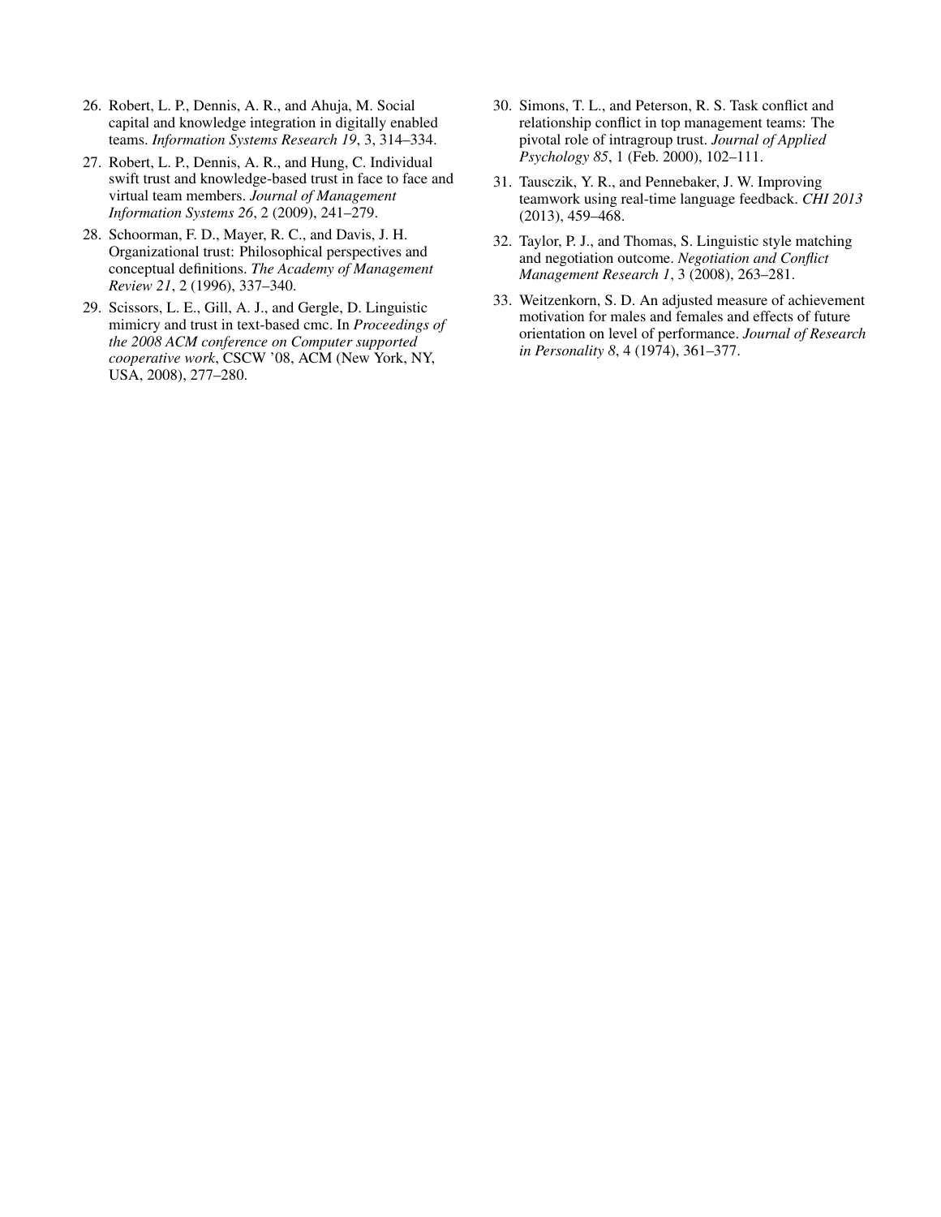26. Robert, L. P., Dennis, A. R., and Ahuja, M. Social capital and knowledge integration in digitally enabled teams. *Information Systems Research 19*, 3, 314–334.
27. Robert, L. P., Dennis, A. R., and Hung, C. Individual swift trust and knowledge-based trust in face to face and virtual team members. *Journal of Management Information Systems 26*, 2 (2009), 241–279.
28. Schoorman, F. D., Mayer, R. C., and Davis, J. H. Organizational trust: Philosophical perspectives and conceptual definitions. *The Academy of Management Review 21*, 2 (1996), 337–340.
29. Scissors, L. E., Gill, A. J., and Gergle, D. Linguistic mimicry and trust in text-based cmc. In *Proceedings of the 2008 ACM conference on Computer supported cooperative work*, CSCW '08, ACM (New York, NY, USA, 2008), 277–280.
30. Simons, T. L., and Peterson, R. S. Task conflict and relationship conflict in top management teams: The pivotal role of intragroup trust. *Journal of Applied Psychology 85*, 1 (Feb. 2000), 102–111.
31. Tausczik, Y. R., and Pennebaker, J. W. Improving teamwork using real-time language feedback. *CHI 2013* (2013), 459–468.
32. Taylor, P. J., and Thomas, S. Linguistic style matching and negotiation outcome. *Negotiation and Conflict Management Research 1*, 3 (2008), 263–281.
33. Weitzenkorn, S. D. An adjusted measure of achievement motivation for males and females and effects of future orientation on level of performance. *Journal of Research in Personality 8*, 4 (1974), 361–377.